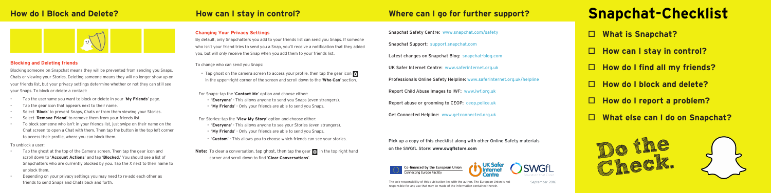# How do I Block and Delete?

### Blocking and Deleting friends

Blocking someone on Snapchat means they will be prevented from sending you Snaps, Chats or viewing your Stories. Deleting someone means they will no longer show up on your friends list, but your privacy settings determine whether or not they can still see your Snaps. To block or delete a contact:

- Tap the username you want to block or delete in your '**My Friends**' page.
- Tap the gear icon that appears next to their name.
- Select '**Block**' to prevent Snaps, Chats or from them viewing your Stories.
- Select '**Remove Friend**' to remove them from your friends list.
- To block someone who isn't in your friends list, just swipe on their name on the Chat screen to open a Chat with them. Then tap the button in the top left corner to access their profile, where you can block them.

To unblock a user:

- Tap the ghost at the top of the Camera screen. Then tap the gear icon and scroll down to '**Account Actions**' and tap '**Blocked**.' You should see a list of Snapchatters who are currently blocked by you. Tap the X next to their name to unblock them.
- Depending on your privacy settings you may need to re-add each other as friends to send Snaps and Chats back and forth.

# How can I stay in control?

### Changing Your Privacy Settings

By default, only Snapchatters you add to your friends list can send you Snaps. If someone who isn't your friend tries to send you a Snap, you'll receive a notification that they added you, but will only receive the Snap when you add them to your friends list.

To change who can send you Snaps:

- Tap ghost on the camera screen to access your profile, then tap the gear icon in the upper-right corner of the screen and scroll down to the '**Who Can**' section.

For Snaps: tap the '**Contact Me**' option and choose either:

- '**Everyone**' - This allows anyone to send you Snaps (even strangers).
- '**My Friends**' - Only your friends are able to send you Snaps.

For Stories: tap the '**View My Story**' option and choose either:

- '**Everyone**' - This allows anyone to see your Stories (even strangers).
- '**My Friends**' - Only your friends are able to send you Snaps.
- '**Custom**' - This allows you to choose which friends can see your stories.

**Note:** To clear a conversation, tap ghost, then tap the gear in the top right hand corner and scroll down to find '**Clear Conversations**'.

# Where can I go for further support?

Snapchat Safety Centre: www.snapchat.com/safety

Snapchat Support: support.snapchat.com

Latest changes on Snapchat Blog: snapchat-blog.com

UK Safer Internet Centre: www.saferinternet.org.uk

Professionals Online Safety Helpline: www.saferinternet.org.uk/helpline

Report Child Abuse Images to IWF: www.iwf.org.uk

Report abuse or grooming to CEOP: ceop.police.uk

Get Connected Helpline: www.getconnected.org.uk

Pick up a copy of this checklist along with other Online Safety materials on the SWGfL Store: **www.swgflstore.com**

Co-financed by the European Union
Connecting Europe Facility

The sole responsibility of this publication lies with the author. The European Union is not responsible for any use that may be made of the information contained therein.

September 2016

# Snapchat-Checklist

- ☐ **What is Snapchat?**
- ☐ **How can I stay in control?**
- ☐ **How do I find all my friends?**
- ☐ **How do I block and delete?**
- ☐ **How do I report a problem?**
- ☐ **What else can I do on Snapchat?**

Do the Check.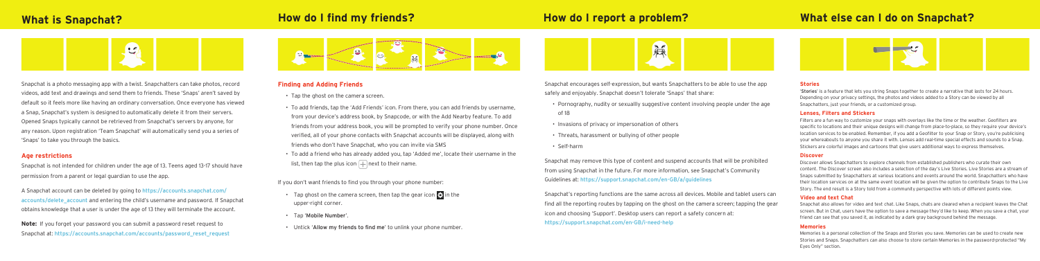# What is Snapchat?

Snapchat is a photo messaging app with a twist. Snapchatters can take photos, record videos, add text and drawings and send them to friends. These 'Snaps' aren't saved by default so it feels more like having an ordinary conversation. Once everyone has viewed a Snap, Snapchat's system is designed to automatically delete it from their servers. Opened Snaps typically cannot be retrieved from Snapchat's servers by anyone, for any reason. Upon registration 'Team Snapchat' will automatically send you a series of 'Snaps' to take you through the basics.

### Age restrictions

Snapchat is not intended for children under the age of 13. Teens aged 13-17 should have permission from a parent or legal guardian to use the app.

A Snapchat account can be deleted by going to https://accounts.snapchat.com/accounts/delete_account and entering the child's username and password. If Snapchat obtains knowledge that a user is under the age of 13 they will terminate the account.

**Note:** If you forget your password you can submit a password reset request to Snapchat at: https://accounts.snapchat.com/accounts/password_reset_request

# How do I find my friends?

### Finding and Adding Friends

- Tap the ghost on the camera screen.
- To add friends, tap the 'Add Friends' icon. From there, you can add friends by username, from your device's address book, by Snapcode, or with the Add Nearby feature. To add friends from your address book, you will be prompted to verify your phone number. Once verified, all of your phone contacts with Snapchat accounts will be displayed, along with friends who don't have Snapchat, who you can invite via SMS
- To add a friend who has already added you, tap 'Added me', locate their username in the list, then tap the plus icon next to their name.

If you don't want friends to find you through your phone number:

- Tap ghost on the camera screen, then tap the gear icon in the upper-right corner.
- Tap '**Mobile Number**'.
- Untick '**Allow my friends to find me**' to unlink your phone number.

# How do I report a problem?

Snapchat encourages self-expression, but wants Snapchatters to be able to use the app safely and enjoyably. Snapchat doesn't tolerate 'Snaps' that share:

- Pornography, nudity or sexually suggestive content involving people under the age of 18
- Invasions of privacy or impersonation of others
- Threats, harassment or bullying of other people
- Self-harm

Snapchat may remove this type of content and suspend accounts that will be prohibited from using Snapchat in the future. For more information, see Snapchat's Community Guidelines at: https://support.snapchat.com/en-GB/a/guidelines

Snapchat's reporting functions are the same across all devices. Mobile and tablet users can find all the reporting routes by tapping on the ghost on the camera screen; tapping the gear icon and choosing 'Support'. Desktop users can report a safety concern at: https://support.snapchat.com/en-GB/i-need-help

# What else can I do on Snapchat?

### Stories

'**Stories**' is a feature that lets you string Snaps together to create a narrative that lasts for 24 hours. Depending on your privacy settings, the photos and videos added to a Story can be viewed by all Snapchatters, just your friends, or a customized group.

### Lenses, Filters and Stickers

Filters are a fun way to customize your snaps with overlays like the time or the weather. Geofilters are specific to locations and their unique designs will change from place-to-place, so they require your device's location services to be enabled. Remember, if you add a Geofilter to your Snap or Story, you're publicising your whereabouts to anyone you share it with. Lenses add real-time special effects and sounds to a Snap. Stickers are colorful images and cartoons that give users additional ways to express themselves.

### Discover

Discover allows Snapchatters to explore channels from established publishers who curate their own content. The Discover screen also includes a selection of the day's Live Stories. Live Stories are a stream of Snaps submitted by Snapchatters at various locations and events around the world. Snapchatters who have their location services on at the same event location will be given the option to contribute Snaps to the Live Story. The end result is a Story told from a community perspective with lots of different points view.

### Video and text Chat

Snapchat also allows for video and text chat. Like Snaps, chats are cleared when a recipient leaves the Chat screen. But in Chat, users have the option to save a message they'd like to keep. When you save a chat, your friend can see that you saved it, as indicated by a dark gray background behind the message.

### Memories

Memories is a personal collection of the Snaps and Stories you save. Memories can be used to create new Stories and Snaps. Snapchatters can also choose to store certain Memories in the password-protected "My Eyes Only" section.